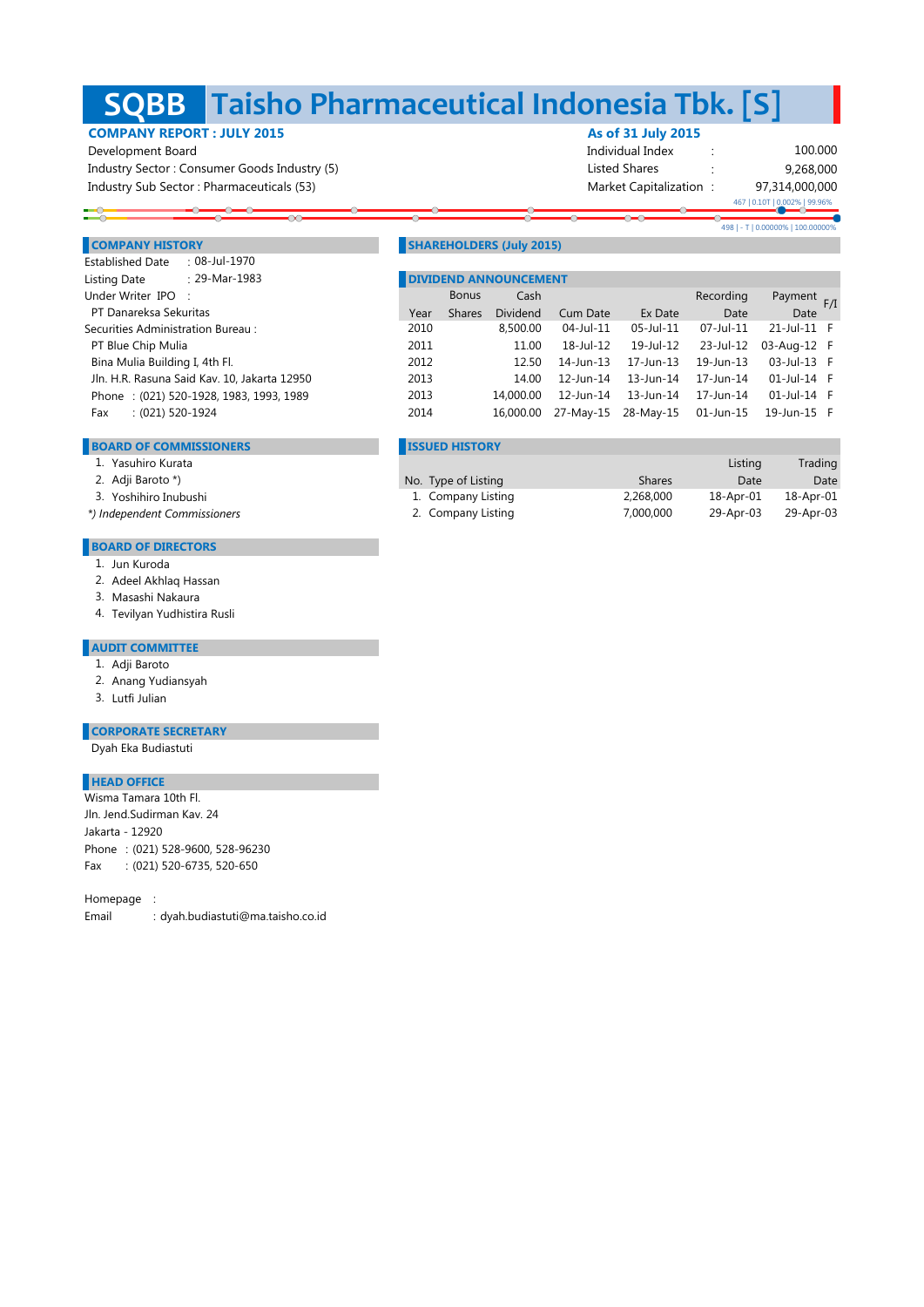# SQBB Taisho Pharmaceutical Indonesia Tbk. [S]

**COMPANY REPORT : JULY 2015**

Development Board
Industry Sector : Consumer Goods Industry (5)
Industry Sub Sector : Pharmaceuticals (53)

**As of 31 July 2015**

| | | |
|---|---|---|
| Individual Index | : | 100.000 |
| Listed Shares | : | 9,268,000 |
| Market Capitalization | : | 97,314,000,000 |

467 | 0.10T | 0.002% | 99.96%

498 | - T | 0.00000% | 100.00000%

## COMPANY HISTORY

Established Date : 08-Jul-1970
Listing Date : 29-Mar-1983
Under Writer IPO :
PT Danareksa Sekuritas
Securities Administration Bureau :
PT Blue Chip Mulia
Bina Mulia Building I, 4th Fl.
Jln. H.R. Rasuna Said Kav. 10, Jakarta 12950
Phone : (021) 520-1928, 1983, 1993, 1989
Fax : (021) 520-1924

## BOARD OF COMMISSIONERS

1. Yasuhiro Kurata
2. Adji Baroto *)
3. Yoshihiro Inubushi

*) Independent Commissioners*

## BOARD OF DIRECTORS

1. Jun Kuroda
2. Adeel Akhlaq Hassan
3. Masashi Nakaura
4. Tevilyan Yudhistira Rusli

## AUDIT COMMITTEE

1. Adji Baroto
2. Anang Yudiansyah
3. Lutfi Julian

## CORPORATE SECRETARY

Dyah Eka Budiastuti

## HEAD OFFICE

Wisma Tamara 10th Fl.
Jln. Jend.Sudirman Kav. 24
Jakarta - 12920
Phone : (021) 528-9600, 528-96230
Fax : (021) 520-6735, 520-650

Homepage :
Email : dyah.budiastuti@ma.taisho.co.id

## SHAREHOLDERS (July 2015)

## DIVIDEND ANNOUNCEMENT

| Year | Bonus Shares | Cash Dividend | Cum Date | Ex Date | Recording Date | Payment Date | F/I |
|---|---|---|---|---|---|---|---|
| 2010 | | 8,500.00 | 04-Jul-11 | 05-Jul-11 | 07-Jul-11 | 21-Jul-11 | F |
| 2011 | | 11.00 | 18-Jul-12 | 19-Jul-12 | 23-Jul-12 | 03-Aug-12 | F |
| 2012 | | 12.50 | 14-Jun-13 | 17-Jun-13 | 19-Jun-13 | 03-Jul-13 | F |
| 2013 | | 14.00 | 12-Jun-14 | 13-Jun-14 | 17-Jun-14 | 01-Jul-14 | F |
| 2013 | | 14,000.00 | 12-Jun-14 | 13-Jun-14 | 17-Jun-14 | 01-Jul-14 | F |
| 2014 | | 16,000.00 | 27-May-15 | 28-May-15 | 01-Jun-15 | 19-Jun-15 | F |

## ISSUED HISTORY

| No. | Type of Listing | Shares | Listing Date | Trading Date |
|---|---|---|---|---|
| 1. | Company Listing | 2,268,000 | 18-Apr-01 | 18-Apr-01 |
| 2. | Company Listing | 7,000,000 | 29-Apr-03 | 29-Apr-03 |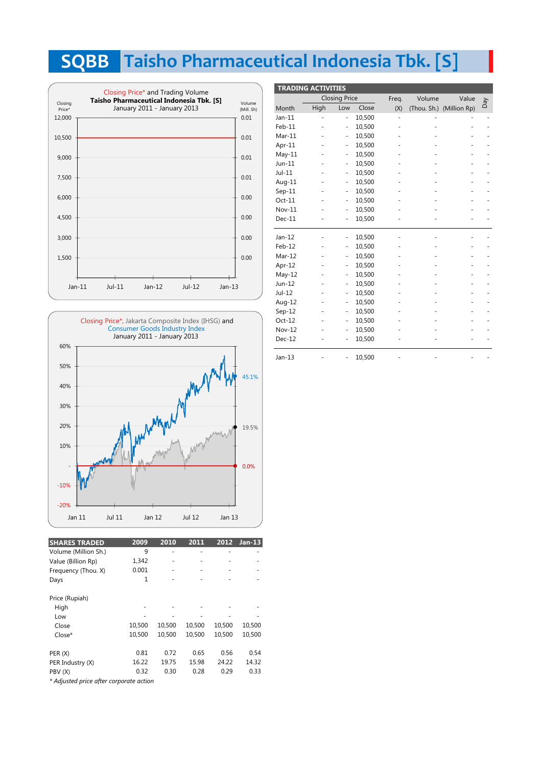# SQBB Taisho Pharmaceutical Indonesia Tbk. [S]

Closing Price* and Trading Volume
**Taisho Pharmaceutical Indonesia Tbk. [S]**
January 2011 - January 2013

Closing Price*, Jakarta Composite Index (IHSG) and Consumer Goods Industry Index
January 2011 - January 2013

## TRADING ACTIVITIES

| Month | Closing Price High | Closing Price Low | Closing Price Close | Freq. (X) | Volume (Thou. Sh.) | Value (Million Rp) | Day |
|---|---|---|---|---|---|---|---|
| Jan-11 | - | - | 10,500 | - | - | - | - |
| Feb-11 | - | - | 10,500 | - | - | - | - |
| Mar-11 | - | - | 10,500 | - | - | - | - |
| Apr-11 | - | - | 10,500 | - | - | - | - |
| May-11 | - | - | 10,500 | - | - | - | - |
| Jun-11 | - | - | 10,500 | - | - | - | - |
| Jul-11 | - | - | 10,500 | - | - | - | - |
| Aug-11 | - | - | 10,500 | - | - | - | - |
| Sep-11 | - | - | 10,500 | - | - | - | - |
| Oct-11 | - | - | 10,500 | - | - | - | - |
| Nov-11 | - | - | 10,500 | - | - | - | - |
| Dec-11 | - | - | 10,500 | - | - | - | - |
| Jan-12 | - | - | 10,500 | - | - | - | - |
| Feb-12 | - | - | 10,500 | - | - | - | - |
| Mar-12 | - | - | 10,500 | - | - | - | - |
| Apr-12 | - | - | 10,500 | - | - | - | - |
| May-12 | - | - | 10,500 | - | - | - | - |
| Jun-12 | - | - | 10,500 | - | - | - | - |
| Jul-12 | - | - | 10,500 | - | - | - | - |
| Aug-12 | - | - | 10,500 | - | - | - | - |
| Sep-12 | - | - | 10,500 | - | - | - | - |
| Oct-12 | - | - | 10,500 | - | - | - | - |
| Nov-12 | - | - | 10,500 | - | - | - | - |
| Dec-12 | - | - | 10,500 | - | - | - | - |
| Jan-13 | - | - | 10,500 | - | - | - | - |

## SHARES TRADED

| SHARES TRADED | 2009 | 2010 | 2011 | 2012 | Jan-13 |
|---|---|---|---|---|---|
| Volume (Million Sh.) | 9 | - | - | - | - |
| Value (Billion Rp) | 1,342 | - | - | - | - |
| Frequency (Thou. X) | 0.001 | - | - | - | - |
| Days | 1 | - | - | - | - |
| Price (Rupiah) | | | | | |
| High | - | - | - | - | - |
| Low | - | - | - | - | - |
| Close | 10,500 | 10,500 | 10,500 | 10,500 | 10,500 |
| Close* | 10,500 | 10,500 | 10,500 | 10,500 | 10,500 |
| PER (X) | 0.81 | 0.72 | 0.65 | 0.56 | 0.54 |
| PER Industry (X) | 16.22 | 19.75 | 15.98 | 24.22 | 14.32 |
| PBV (X) | 0.32 | 0.30 | 0.28 | 0.29 | 0.33 |

*\* Adjusted price after corporate action*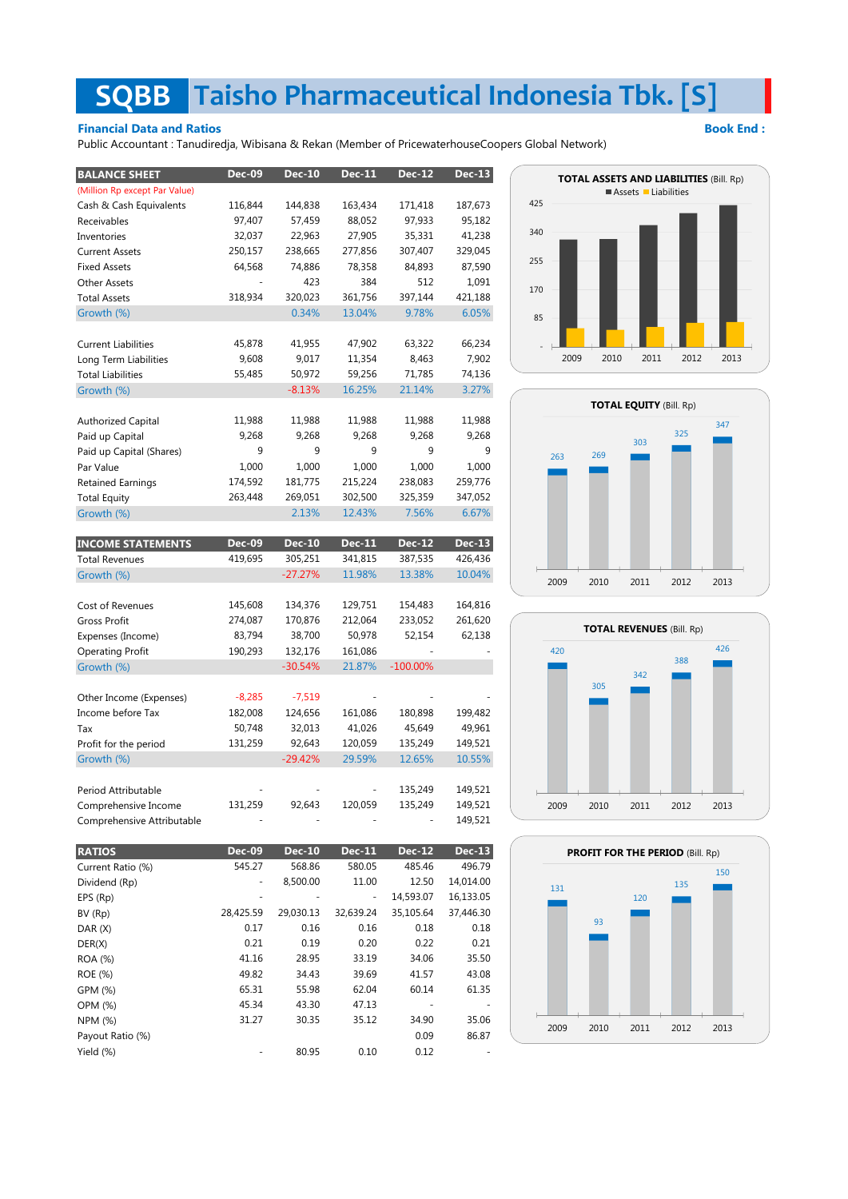# SQBB Taisho Pharmaceutical Indonesia Tbk. [S]

**Financial Data and Ratios** **Book End :**

Public Accountant : Tanudiredja, Wibisana & Rekan (Member of PricewaterhouseCoopers Global Network)

| BALANCE SHEET | Dec-09 | Dec-10 | Dec-11 | Dec-12 | Dec-13 |
|---|---|---|---|---|---|
| (Million Rp except Par Value) | | | | | |
| Cash & Cash Equivalents | 116,844 | 144,838 | 163,434 | 171,418 | 187,673 |
| Receivables | 97,407 | 57,459 | 88,052 | 97,933 | 95,182 |
| Inventories | 32,037 | 22,963 | 27,905 | 35,331 | 41,238 |
| Current Assets | 250,157 | 238,665 | 277,856 | 307,407 | 329,045 |
| Fixed Assets | 64,568 | 74,886 | 78,358 | 84,893 | 87,590 |
| Other Assets | - | 423 | 384 | 512 | 1,091 |
| Total Assets | 318,934 | 320,023 | 361,756 | 397,144 | 421,188 |
| Growth (%) | | 0.34% | 13.04% | 9.78% | 6.05% |
| | | | | | |
| Current Liabilities | 45,878 | 41,955 | 47,902 | 63,322 | 66,234 |
| Long Term Liabilities | 9,608 | 9,017 | 11,354 | 8,463 | 7,902 |
| Total Liabilities | 55,485 | 50,972 | 59,256 | 71,785 | 74,136 |
| Growth (%) | | -8.13% | 16.25% | 21.14% | 3.27% |
| | | | | | |
| Authorized Capital | 11,988 | 11,988 | 11,988 | 11,988 | 11,988 |
| Paid up Capital | 9,268 | 9,268 | 9,268 | 9,268 | 9,268 |
| Paid up Capital (Shares) | 9 | 9 | 9 | 9 | 9 |
| Par Value | 1,000 | 1,000 | 1,000 | 1,000 | 1,000 |
| Retained Earnings | 174,592 | 181,775 | 215,224 | 238,083 | 259,776 |
| Total Equity | 263,448 | 269,051 | 302,500 | 325,359 | 347,052 |
| Growth (%) | | 2.13% | 12.43% | 7.56% | 6.67% |

| INCOME STATEMENTS | Dec-09 | Dec-10 | Dec-11 | Dec-12 | Dec-13 |
|---|---|---|---|---|---|
| Total Revenues | 419,695 | 305,251 | 341,815 | 387,535 | 426,436 |
| Growth (%) | | -27.27% | 11.98% | 13.38% | 10.04% |
| | | | | | |
| Cost of Revenues | 145,608 | 134,376 | 129,751 | 154,483 | 164,816 |
| Gross Profit | 274,087 | 170,876 | 212,064 | 233,052 | 261,620 |
| Expenses (Income) | 83,794 | 38,700 | 50,978 | 52,154 | 62,138 |
| Operating Profit | 190,293 | 132,176 | 161,086 | - | - |
| Growth (%) | | -30.54% | 21.87% | -100.00% | |
| | | | | | |
| Other Income (Expenses) | -8,285 | -7,519 | - | - | - |
| Income before Tax | 182,008 | 124,656 | 161,086 | 180,898 | 199,482 |
| Tax | 50,748 | 32,013 | 41,026 | 45,649 | 49,961 |
| Profit for the period | 131,259 | 92,643 | 120,059 | 135,249 | 149,521 |
| Growth (%) | | -29.42% | 29.59% | 12.65% | 10.55% |
| | | | | | |
| Period Attributable | - | - | - | 135,249 | 149,521 |
| Comprehensive Income | 131,259 | 92,643 | 120,059 | 135,249 | 149,521 |
| Comprehensive Attributable | - | - | - | - | 149,521 |

| RATIOS | Dec-09 | Dec-10 | Dec-11 | Dec-12 | Dec-13 |
|---|---|---|---|---|---|
| Current Ratio (%) | 545.27 | 568.86 | 580.05 | 485.46 | 496.79 |
| Dividend (Rp) | - | 8,500.00 | 11.00 | 12.50 | 14,014.00 |
| EPS (Rp) | - | - | - | 14,593.07 | 16,133.05 |
| BV (Rp) | 28,425.59 | 29,030.13 | 32,639.24 | 35,105.64 | 37,446.30 |
| DAR (X) | 0.17 | 0.16 | 0.16 | 0.18 | 0.18 |
| DER(X) | 0.21 | 0.19 | 0.20 | 0.22 | 0.21 |
| ROA (%) | 41.16 | 28.95 | 33.19 | 34.06 | 35.50 |
| ROE (%) | 49.82 | 34.43 | 39.69 | 41.57 | 43.08 |
| GPM (%) | 65.31 | 55.98 | 62.04 | 60.14 | 61.35 |
| OPM (%) | 45.34 | 43.30 | 47.13 | - | - |
| NPM (%) | 31.27 | 30.35 | 35.12 | 34.90 | 35.06 |
| Payout Ratio (%) | | | | 0.09 | 86.87 |
| Yield (%) | - | 80.95 | 0.10 | 0.12 | - |

**TOTAL ASSETS AND LIABILITIES** (Bill. Rp)

Assets Liabilities

425
340
255
170
85
-

2009 2010 2011 2012 2013

**TOTAL EQUITY** (Bill. Rp)

263 269 303 325 347

2009 2010 2011 2012 2013

**TOTAL REVENUES** (Bill. Rp)

420 305 342 388 426

2009 2010 2011 2012 2013

**PROFIT FOR THE PERIOD** (Bill. Rp)

131 93 120 135 150

2009 2010 2011 2012 2013